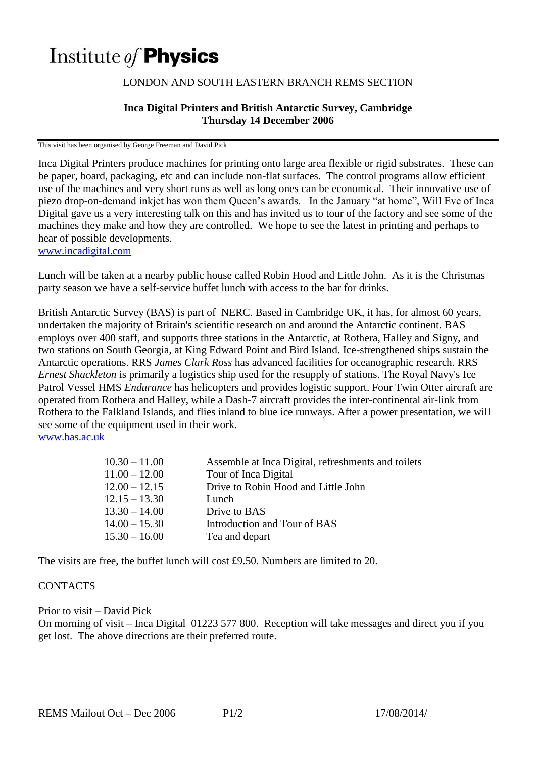# Institute *of* **Physics**

LONDON AND SOUTH EASTERN BRANCH REMS SECTION

**Inca Digital Printers and British Antarctic Survey, Cambridge**
**Thursday 14 December 2006**

This visit has been organised by George Freeman and David Pick

Inca Digital Printers produce machines for printing onto large area flexible or rigid substrates. These can be paper, board, packaging, etc and can include non-flat surfaces. The control programs allow efficient use of the machines and very short runs as well as long ones can be economical. Their innovative use of piezo drop-on-demand inkjet has won them Queen's awards. In the January "at home", Will Eve of Inca Digital gave us a very interesting talk on this and has invited us to tour of the factory and see some of the machines they make and how they are controlled. We hope to see the latest in printing and perhaps to hear of possible developments.
www.incadigital.com

Lunch will be taken at a nearby public house called Robin Hood and Little John. As it is the Christmas party season we have a self-service buffet lunch with access to the bar for drinks.

British Antarctic Survey (BAS) is part of NERC. Based in Cambridge UK, it has, for almost 60 years, undertaken the majority of Britain's scientific research on and around the Antarctic continent. BAS employs over 400 staff, and supports three stations in the Antarctic, at Rothera, Halley and Signy, and two stations on South Georgia, at King Edward Point and Bird Island. Ice-strengthened ships sustain the Antarctic operations. RRS *James Clark Ross* has advanced facilities for oceanographic research. RRS *Ernest Shackleton* is primarily a logistics ship used for the resupply of stations. The Royal Navy's Ice Patrol Vessel HMS *Endurance* has helicopters and provides logistic support. Four Twin Otter aircraft are operated from Rothera and Halley, while a Dash-7 aircraft provides the inter-continental air-link from Rothera to the Falkland Islands, and flies inland to blue ice runways. After a power presentation, we will see some of the equipment used in their work.
www.bas.ac.uk

| | |
|---|---|
| 10.30 – 11.00 | Assemble at Inca Digital, refreshments and toilets |
| 11.00 – 12.00 | Tour of Inca Digital |
| 12.00 – 12.15 | Drive to Robin Hood and Little John |
| 12.15 – 13.30 | Lunch |
| 13.30 – 14.00 | Drive to BAS |
| 14.00 – 15.30 | Introduction and Tour of BAS |
| 15.30 – 16.00 | Tea and depart |

The visits are free, the buffet lunch will cost £9.50. Numbers are limited to 20.

CONTACTS

Prior to visit – David Pick
On morning of visit – Inca Digital 01223 577 800. Reception will take messages and direct you if you get lost. The above directions are their preferred route.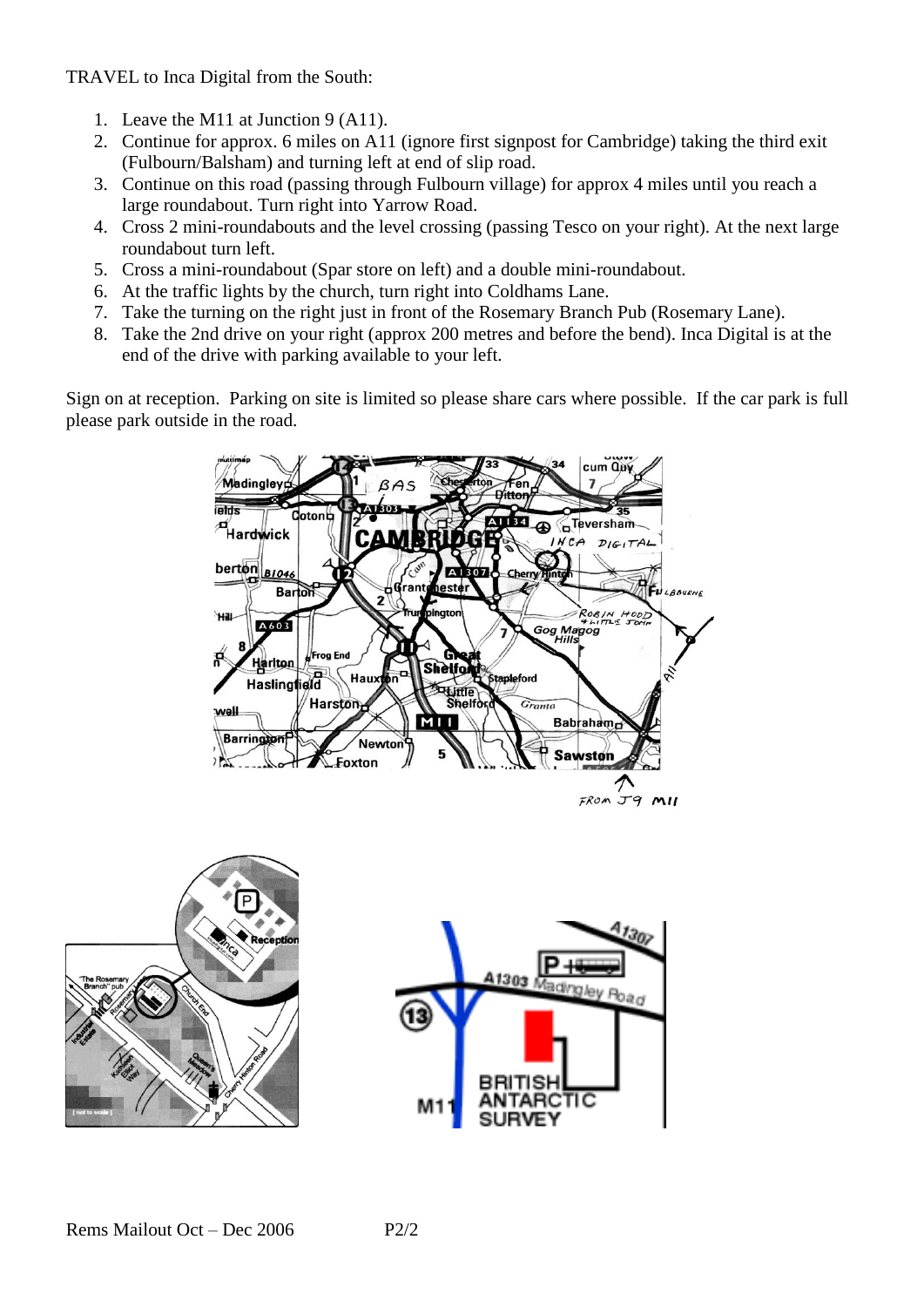TRAVEL to Inca Digital from the South:

1. Leave the M11 at Junction 9 (A11).
2. Continue for approx. 6 miles on A11 (ignore first signpost for Cambridge) taking the third exit (Fulbourn/Balsham) and turning left at end of slip road.
3. Continue on this road (passing through Fulbourn village) for approx 4 miles until you reach a large roundabout. Turn right into Yarrow Road.
4. Cross 2 mini-roundabouts and the level crossing (passing Tesco on your right). At the next large roundabout turn left.
5. Cross a mini-roundabout (Spar store on left) and a double mini-roundabout.
6. At the traffic lights by the church, turn right into Coldhams Lane.
7. Take the turning on the right just in front of the Rosemary Branch Pub (Rosemary Lane).
8. Take the 2nd drive on your right (approx 200 metres and before the bend). Inca Digital is at the end of the drive with parking available to your left.

Sign on at reception. Parking on site is limited so please share cars where possible. If the car park is full please park outside in the road.

Rems Mailout Oct – Dec 2006